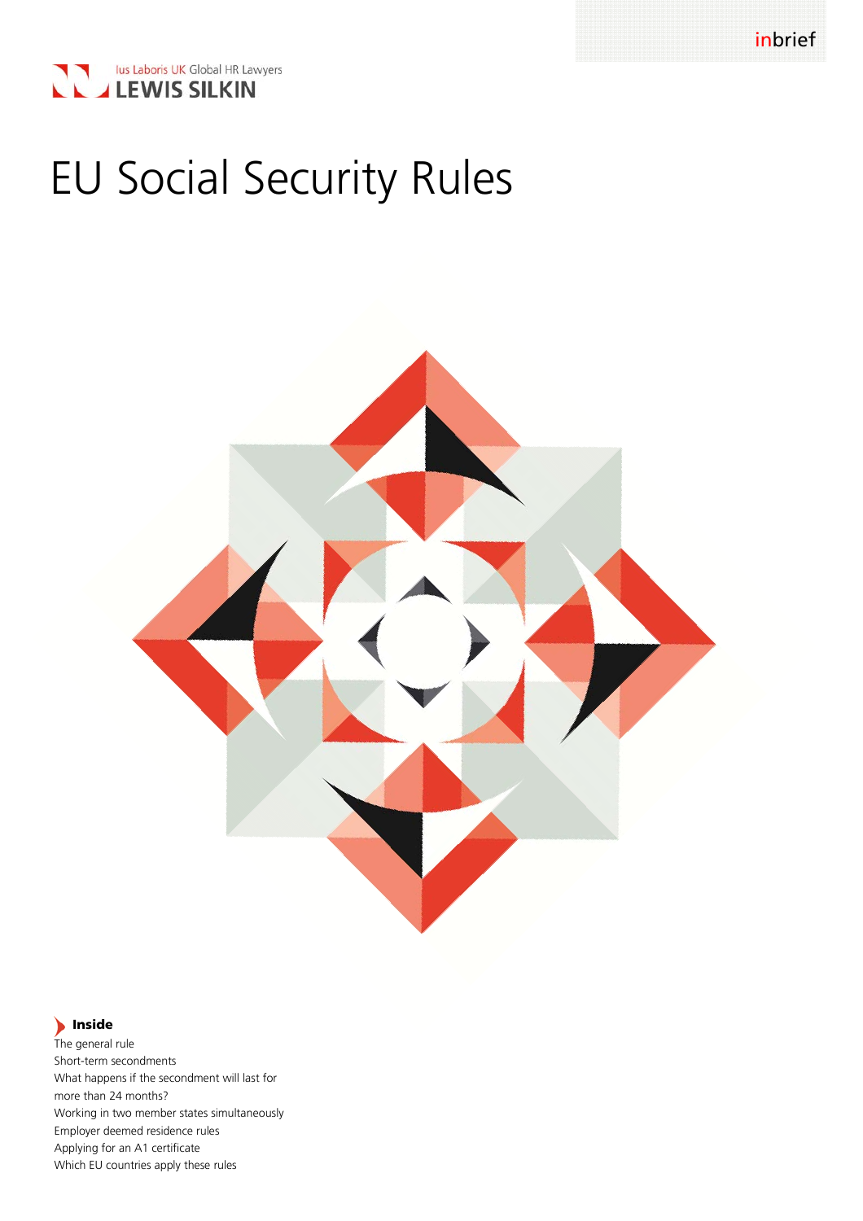inbrief

Ius Laboris UK Global HR Lawyers
LEWIS SILKIN

# EU Social Security Rules

**Inside**

The general rule
Short-term secondments
What happens if the secondment will last for more than 24 months?
Working in two member states simultaneously
Employer deemed residence rules
Applying for an A1 certificate
Which EU countries apply these rules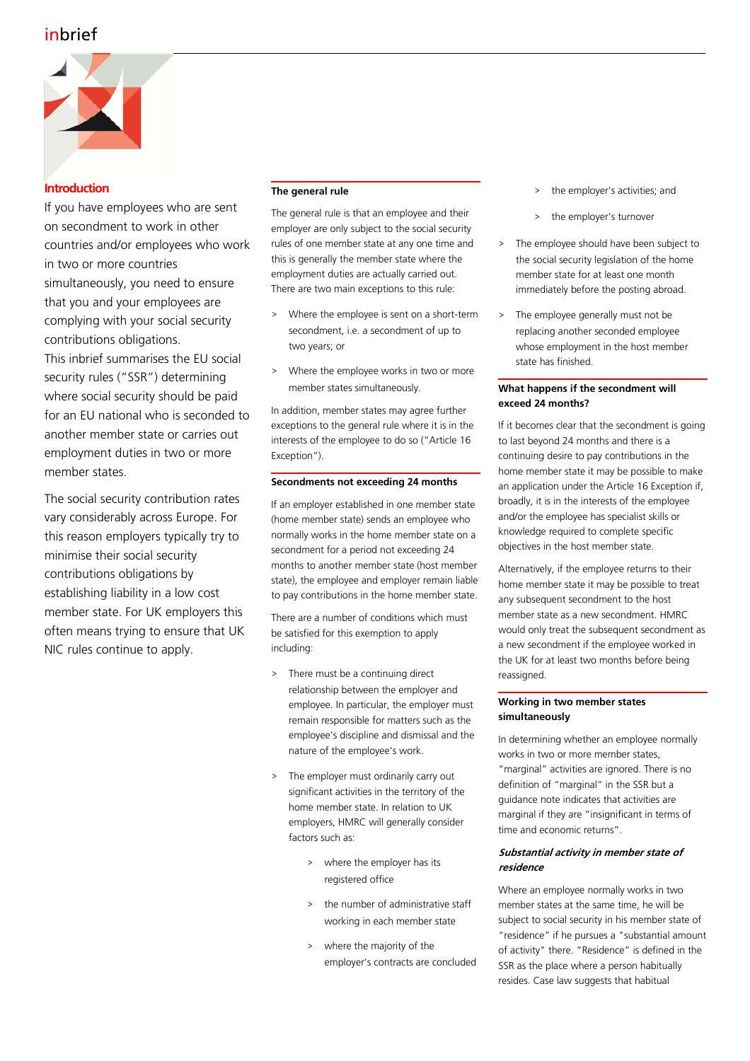## Introduction

If you have employees who are sent on secondment to work in other countries and/or employees who work in two or more countries simultaneously, you need to ensure that you and your employees are complying with your social security contributions obligations. This inbrief summarises the EU social security rules ("SSR") determining where social security should be paid for an EU national who is seconded to another member state or carries out employment duties in two or more member states.

The social security contribution rates vary considerably across Europe. For this reason employers typically try to minimise their social security contributions obligations by establishing liability in a low cost member state. For UK employers this often means trying to ensure that UK NIC rules continue to apply.

## The general rule

The general rule is that an employee and their employer are only subject to the social security rules of one member state at any one time and this is generally the member state where the employment duties are actually carried out. There are two main exceptions to this rule:

- Where the employee is sent on a short-term secondment, i.e. a secondment of up to two years; or
- Where the employee works in two or more member states simultaneously.

In addition, member states may agree further exceptions to the general rule where it is in the interests of the employee to do so ("Article 16 Exception").

## Secondments not exceeding 24 months

If an employer established in one member state (home member state) sends an employee who normally works in the home member state on a secondment for a period not exceeding 24 months to another member state (host member state), the employee and employer remain liable to pay contributions in the home member state.

There are a number of conditions which must be satisfied for this exemption to apply including:

- There must be a continuing direct relationship between the employer and employee. In particular, the employer must remain responsible for matters such as the employee's discipline and dismissal and the nature of the employee's work.
- The employer must ordinarily carry out significant activities in the territory of the home member state. In relation to UK employers, HMRC will generally consider factors such as:
  - where the employer has its registered office
  - the number of administrative staff working in each member state
  - where the majority of the employer's contracts are concluded
  - the employer's activities; and
  - the employer's turnover
- The employee should have been subject to the social security legislation of the home member state for at least one month immediately before the posting abroad.
- The employee generally must not be replacing another seconded employee whose employment in the host member state has finished.

## What happens if the secondment will exceed 24 months?

If it becomes clear that the secondment is going to last beyond 24 months and there is a continuing desire to pay contributions in the home member state it may be possible to make an application under the Article 16 Exception if, broadly, it is in the interests of the employee and/or the employee has specialist skills or knowledge required to complete specific objectives in the host member state.

Alternatively, if the employee returns to their home member state it may be possible to treat any subsequent secondment to the host member state as a new secondment. HMRC would only treat the subsequent secondment as a new secondment if the employee worked in the UK for at least two months before being reassigned.

## Working in two member states simultaneously

In determining whether an employee normally works in two or more member states, "marginal" activities are ignored. There is no definition of "marginal" in the SSR but a guidance note indicates that activities are marginal if they are "insignificant in terms of time and economic returns".

### *Substantial activity in member state of residence*

Where an employee normally works in two member states at the same time, he will be subject to social security in his member state of "residence" if he pursues a "substantial amount of activity" there. "Residence" is defined in the SSR as the place where a person habitually resides. Case law suggests that habitual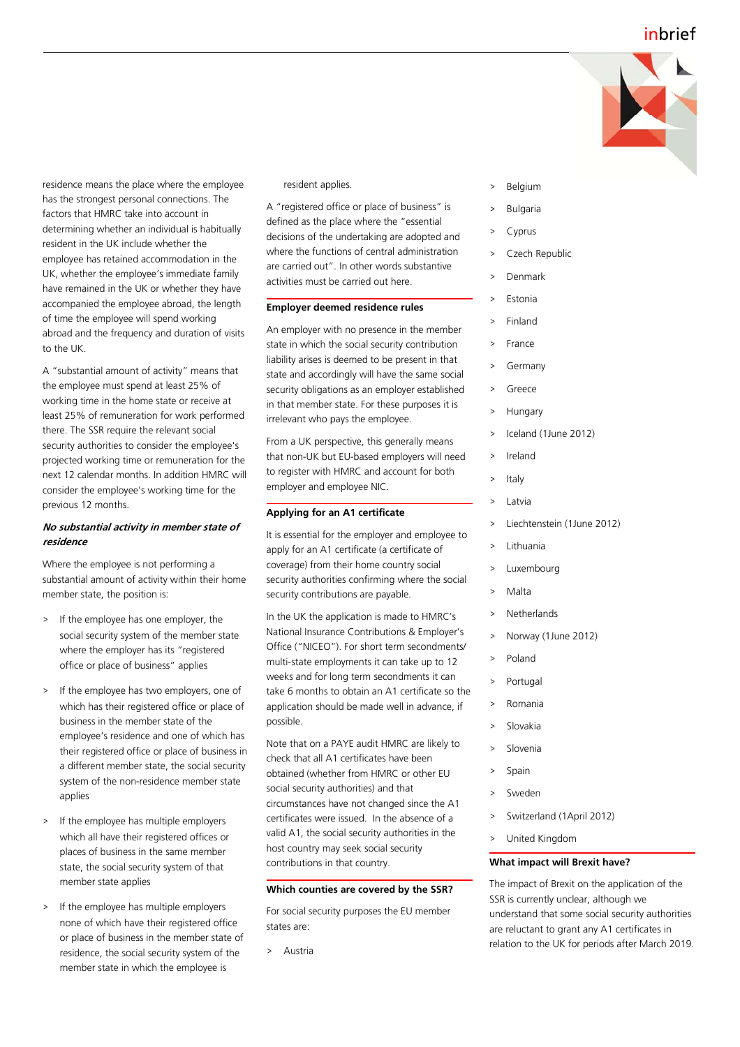residence means the place where the employee has the strongest personal connections. The factors that HMRC take into account in determining whether an individual is habitually resident in the UK include whether the employee has retained accommodation in the UK, whether the employee's immediate family have remained in the UK or whether they have accompanied the employee abroad, the length of time the employee will spend working abroad and the frequency and duration of visits to the UK.

A "substantial amount of activity" means that the employee must spend at least 25% of working time in the home state or receive at least 25% of remuneration for work performed there. The SSR require the relevant social security authorities to consider the employee's projected working time or remuneration for the next 12 calendar months. In addition HMRC will consider the employee's working time for the previous 12 months.

***No substantial activity in member state of residence***

Where the employee is not performing a substantial amount of activity within their home member state, the position is:

- If the employee has one employer, the social security system of the member state where the employer has its "registered office or place of business" applies
- If the employee has two employers, one of which has their registered office or place of business in the member state of the employee's residence and one of which has their registered office or place of business in a different member state, the social security system of the non-residence member state applies
- If the employee has multiple employers which all have their registered offices or places of business in the same member state, the social security system of that member state applies
- If the employee has multiple employers none of which have their registered office or place of business in the member state of residence, the social security system of the member state in which the employee is resident applies.

A "registered office or place of business" is defined as the place where the "essential decisions of the undertaking are adopted and where the functions of central administration are carried out". In other words substantive activities must be carried out here.

**Employer deemed residence rules**

An employer with no presence in the member state in which the social security contribution liability arises is deemed to be present in that state and accordingly will have the same social security obligations as an employer established in that member state. For these purposes it is irrelevant who pays the employee.

From a UK perspective, this generally means that non-UK but EU-based employers will need to register with HMRC and account for both employer and employee NIC.

**Applying for an A1 certificate**

It is essential for the employer and employee to apply for an A1 certificate (a certificate of coverage) from their home country social security authorities confirming where the social security contributions are payable.

In the UK the application is made to HMRC's National Insurance Contributions & Employer's Office ("NICEO"). For short term secondments/ multi-state employments it can take up to 12 weeks and for long term secondments it can take 6 months to obtain an A1 certificate so the application should be made well in advance, if possible.

Note that on a PAYE audit HMRC are likely to check that all A1 certificates have been obtained (whether from HMRC or other EU social security authorities) and that circumstances have not changed since the A1 certificates were issued. In the absence of a valid A1, the social security authorities in the host country may seek social security contributions in that country.

**Which counties are covered by the SSR?**

For social security purposes the EU member states are:

- Austria
- Belgium
- Bulgaria
- Cyprus
- Czech Republic
- Denmark
- Estonia
- Finland
- France
- Germany
- Greece
- Hungary
- Iceland (1June 2012)
- Ireland
- Italy
- Latvia
- Liechtenstein (1June 2012)
- Lithuania
- Luxembourg
- Malta
- Netherlands
- Norway (1June 2012)
- Poland
- Portugal
- Romania
- Slovakia
- Slovenia
- Spain
- Sweden
- Switzerland (1April 2012)
- United Kingdom

**What impact will Brexit have?**

The impact of Brexit on the application of the SSR is currently unclear, although we understand that some social security authorities are reluctant to grant any A1 certificates in relation to the UK for periods after March 2019.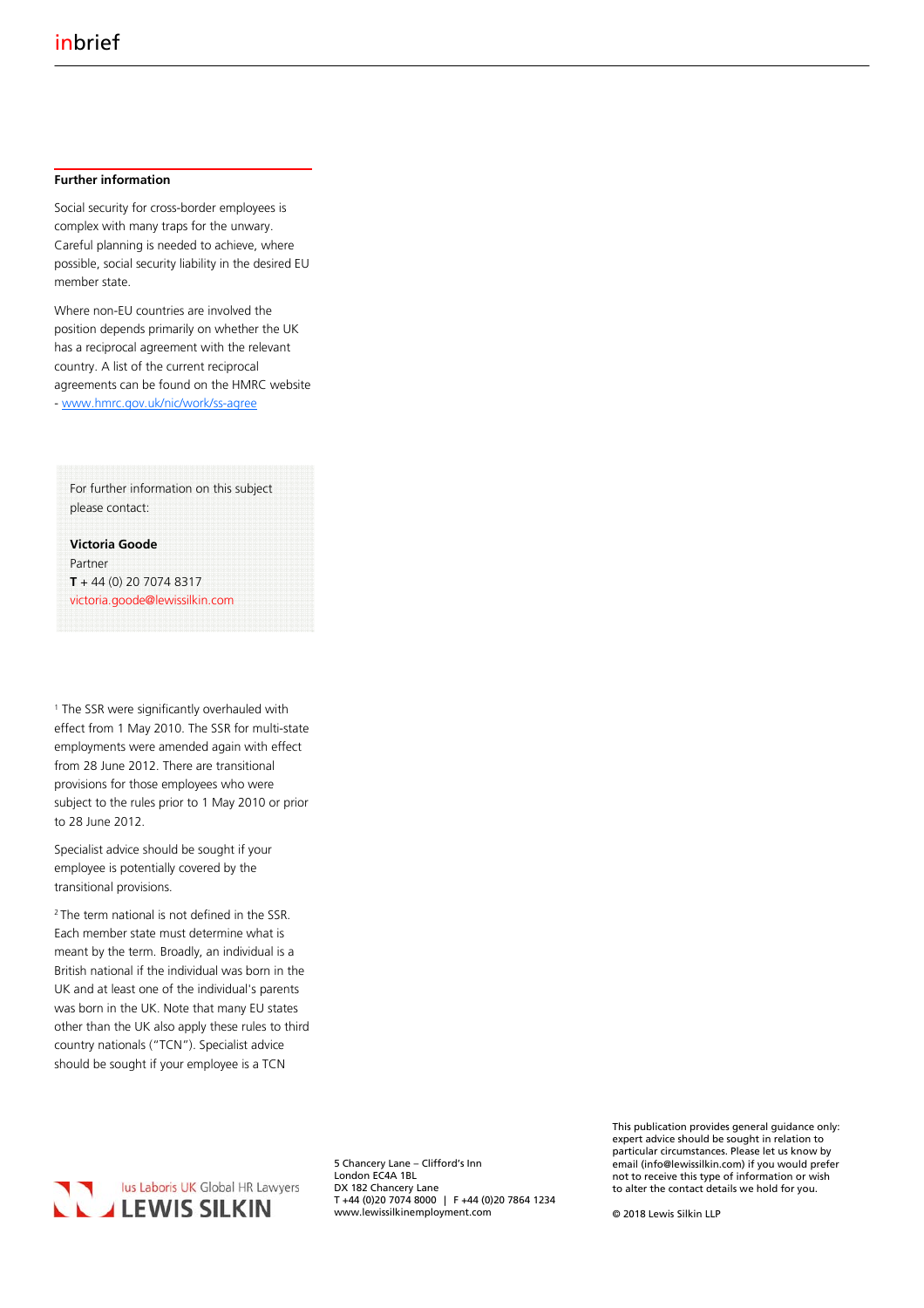### Further information

Social security for cross-border employees is complex with many traps for the unwary. Careful planning is needed to achieve, where possible, social security liability in the desired EU member state.

Where non-EU countries are involved the position depends primarily on whether the UK has a reciprocal agreement with the relevant country. A list of the current reciprocal agreements can be found on the HMRC website - www.hmrc.gov.uk/nic/work/ss-agree

For further information on this subject please contact:

**Victoria Goode**
Partner
**T** + 44 (0) 20 7074 8317
victoria.goode@lewissilkin.com

[1] The SSR were significantly overhauled with effect from 1 May 2010. The SSR for multi-state employments were amended again with effect from 28 June 2012. There are transitional provisions for those employees who were subject to the rules prior to 1 May 2010 or prior to 28 June 2012.

Specialist advice should be sought if your employee is potentially covered by the transitional provisions.

[2] The term national is not defined in the SSR. Each member state must determine what is meant by the term. Broadly, an individual is a British national if the individual was born in the UK and at least one of the individual's parents was born in the UK. Note that many EU states other than the UK also apply these rules to third country nationals ("TCN"). Specialist advice should be sought if your employee is a TCN

Ius Laboris UK Global HR Lawyers
LEWIS SILKIN

5 Chancery Lane – Clifford's Inn
London EC4A 1BL
DX 182 Chancery Lane
T +44 (0)20 7074 8000 | F +44 (0)20 7864 1234
www.lewissilkinemployment.com

This publication provides general guidance only: expert advice should be sought in relation to particular circumstances. Please let us know by email (info@lewissilkin.com) if you would prefer not to receive this type of information or wish to alter the contact details we hold for you.

© 2018 Lewis Silkin LLP